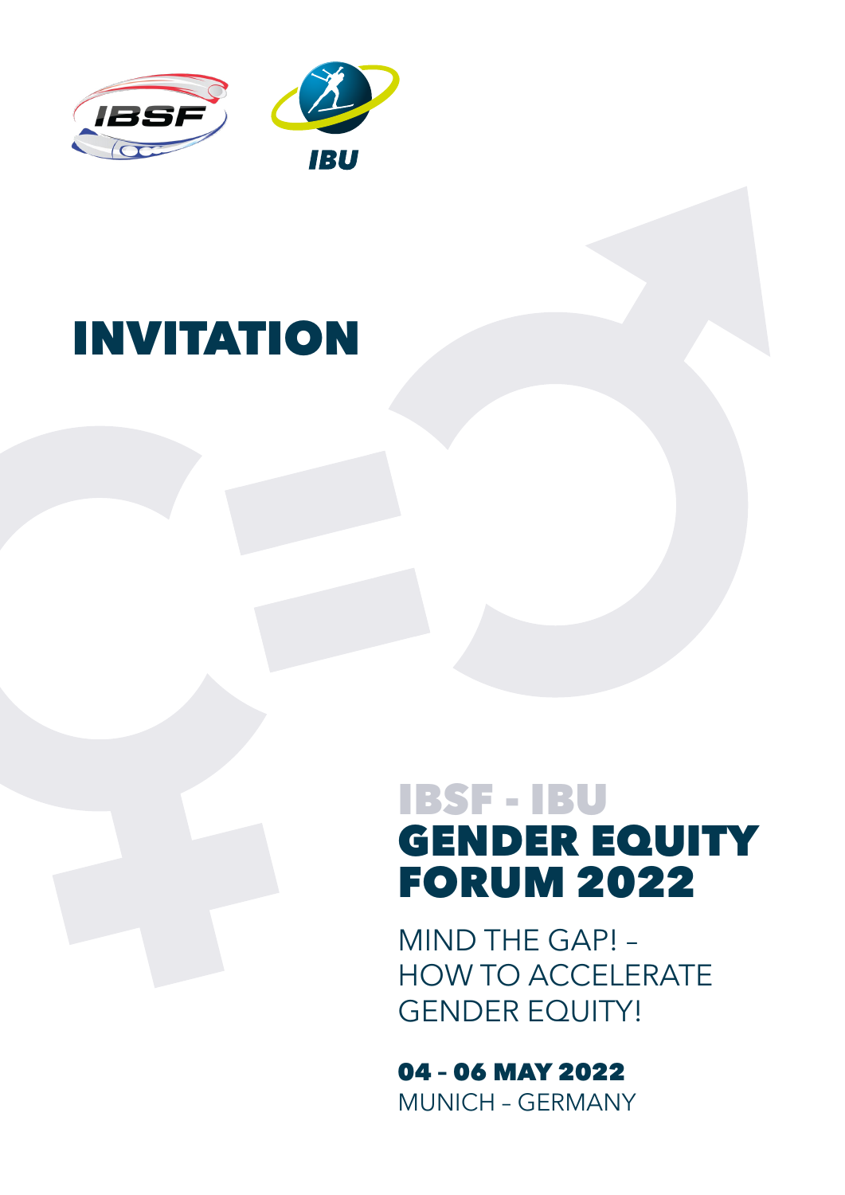IBSF

IBU

# INVITATION

## IBSF - IBU
## GENDER EQUITY FORUM 2022

MIND THE GAP! –
HOW TO ACCELERATE
GENDER EQUITY!

**04 – 06 MAY 2022**
MUNICH – GERMANY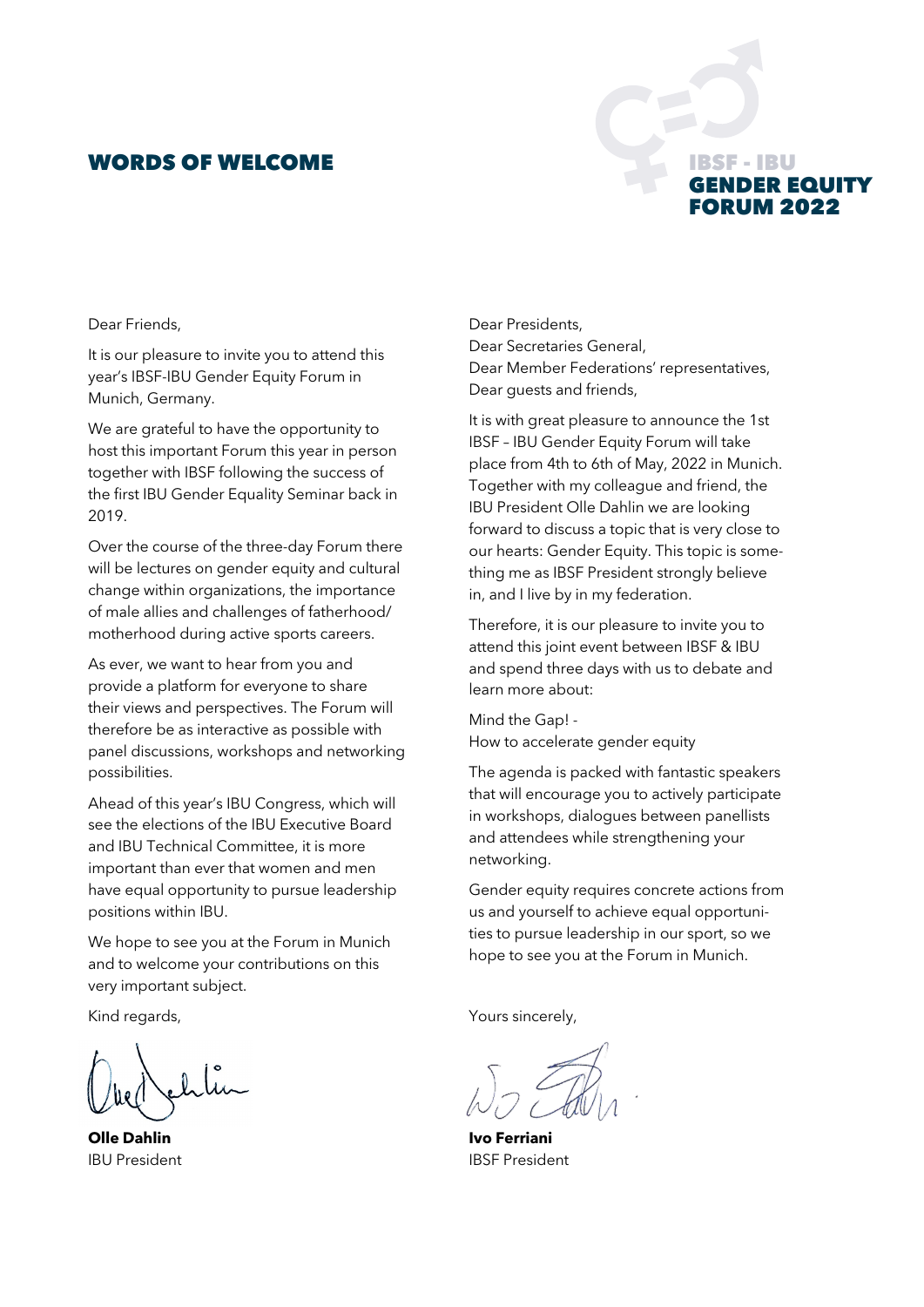# WORDS OF WELCOME

**IBSF - IBU GENDER EQUITY FORUM 2022**

Dear Friends,

It is our pleasure to invite you to attend this year's IBSF-IBU Gender Equity Forum in Munich, Germany.

We are grateful to have the opportunity to host this important Forum this year in person together with IBSF following the success of the first IBU Gender Equality Seminar back in 2019.

Over the course of the three-day Forum there will be lectures on gender equity and cultural change within organizations, the importance of male allies and challenges of fatherhood/ motherhood during active sports careers.

As ever, we want to hear from you and provide a platform for everyone to share their views and perspectives. The Forum will therefore be as interactive as possible with panel discussions, workshops and networking possibilities.

Ahead of this year's IBU Congress, which will see the elections of the IBU Executive Board and IBU Technical Committee, it is more important than ever that women and men have equal opportunity to pursue leadership positions within IBU.

We hope to see you at the Forum in Munich and to welcome your contributions on this very important subject.

Kind regards,

**Olle Dahlin**
IBU President

Dear Presidents,
Dear Secretaries General,
Dear Member Federations' representatives,
Dear guests and friends,

It is with great pleasure to announce the 1st IBSF – IBU Gender Equity Forum will take place from 4th to 6th of May, 2022 in Munich. Together with my colleague and friend, the IBU President Olle Dahlin we are looking forward to discuss a topic that is very close to our hearts: Gender Equity. This topic is something me as IBSF President strongly believe in, and I live by in my federation.

Therefore, it is our pleasure to invite you to attend this joint event between IBSF & IBU and spend three days with us to debate and learn more about:

Mind the Gap! -
How to accelerate gender equity

The agenda is packed with fantastic speakers that will encourage you to actively participate in workshops, dialogues between panellists and attendees while strengthening your networking.

Gender equity requires concrete actions from us and yourself to achieve equal opportunities to pursue leadership in our sport, so we hope to see you at the Forum in Munich.

Yours sincerely,

**Ivo Ferriani**
IBSF President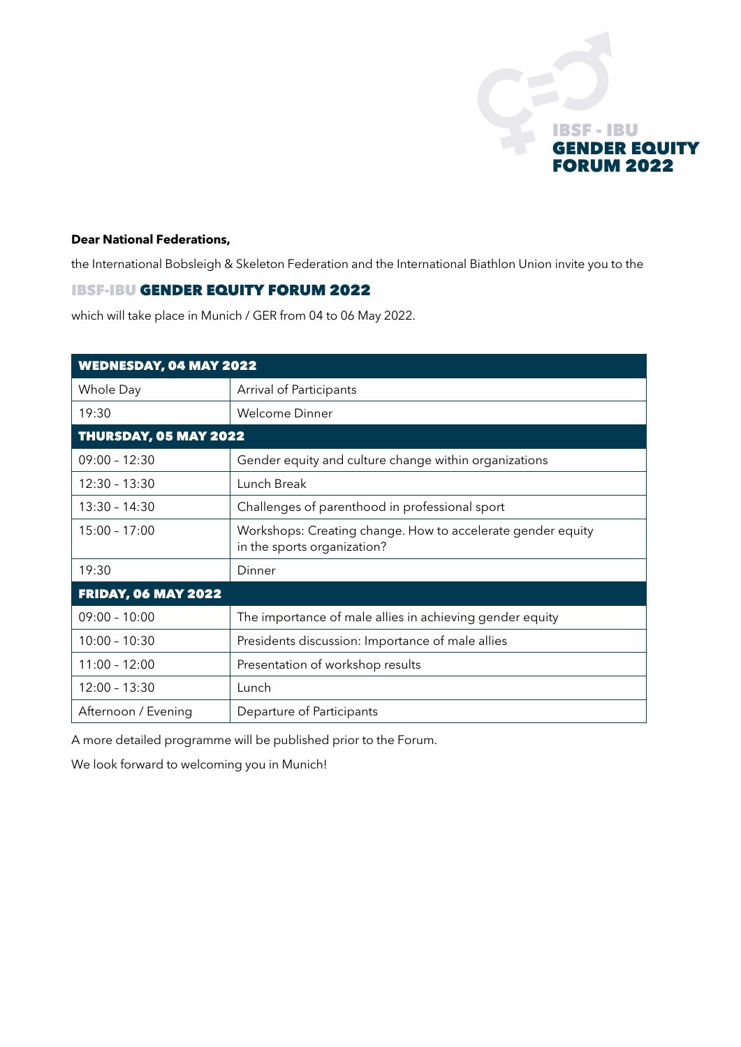IBSF - IBU
**GENDER EQUITY FORUM 2022**

**Dear National Federations,**

the International Bobsleigh & Skeleton Federation and the International Biathlon Union invite you to the

## IBSF-IBU GENDER EQUITY FORUM 2022

which will take place in Munich / GER from 04 to 06 May 2022.

| **WEDNESDAY, 04 MAY 2022** | |
|---|---|
| Whole Day | Arrival of Participants |
| 19:30 | Welcome Dinner |
| **THURSDAY, 05 MAY 2022** | |
| 09:00 – 12:30 | Gender equity and culture change within organizations |
| 12:30 – 13:30 | Lunch Break |
| 13:30 – 14:30 | Challenges of parenthood in professional sport |
| 15:00 – 17:00 | Workshops: Creating change. How to accelerate gender equity in the sports organization? |
| 19:30 | Dinner |
| **FRIDAY, 06 MAY 2022** | |
| 09:00 – 10:00 | The importance of male allies in achieving gender equity |
| 10:00 – 10:30 | Presidents discussion: Importance of male allies |
| 11:00 – 12:00 | Presentation of workshop results |
| 12:00 – 13:30 | Lunch |
| Afternoon / Evening | Departure of Participants |

A more detailed programme will be published prior to the Forum.

We look forward to welcoming you in Munich!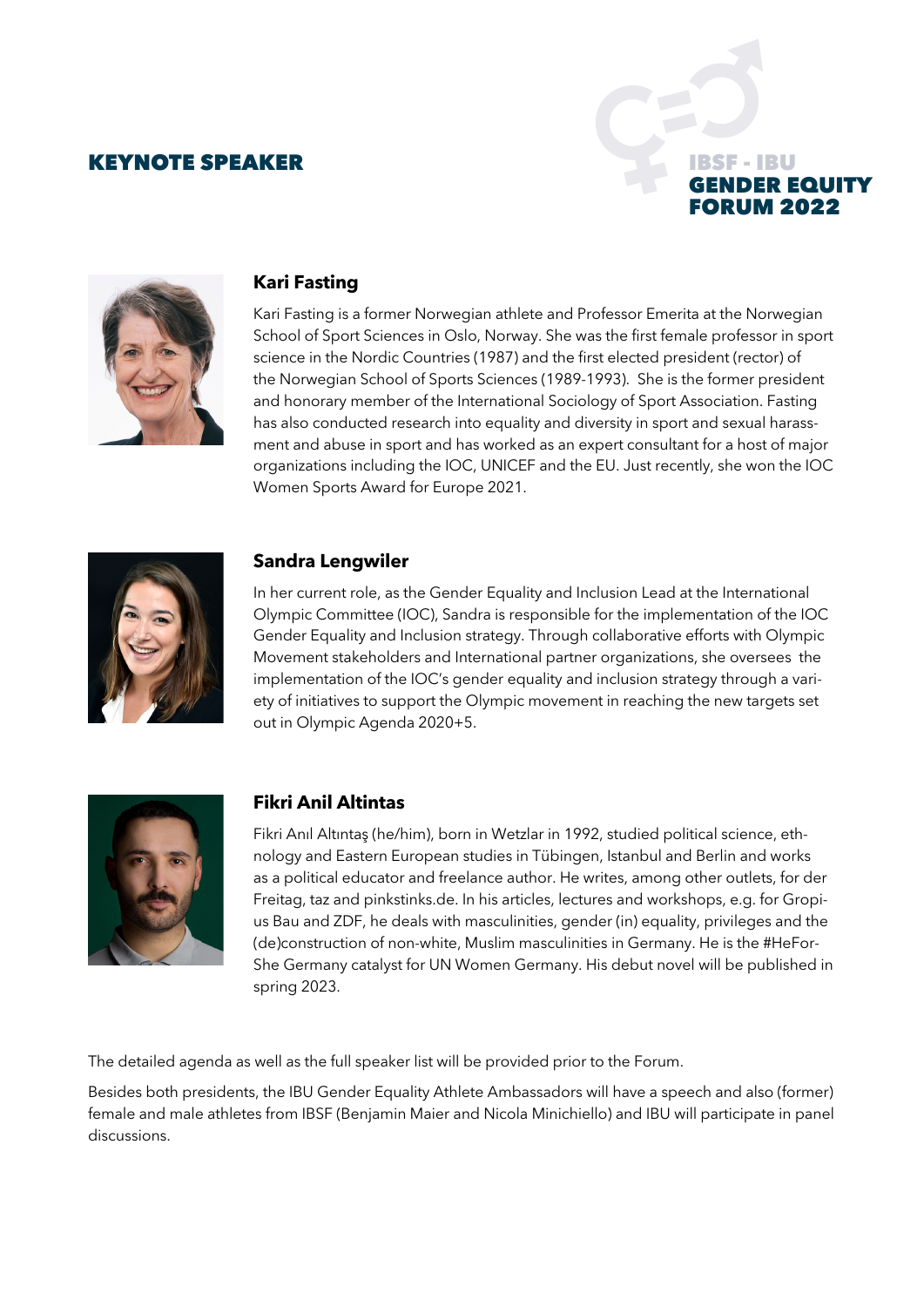## KEYNOTE SPEAKER

**IBSF - IBU GENDER EQUITY FORUM 2022**

### Kari Fasting

Kari Fasting is a former Norwegian athlete and Professor Emerita at the Norwegian School of Sport Sciences in Oslo, Norway. She was the first female professor in sport science in the Nordic Countries (1987) and the first elected president (rector) of the Norwegian School of Sports Sciences (1989-1993). She is the former president and honorary member of the International Sociology of Sport Association. Fasting has also conducted research into equality and diversity in sport and sexual harassment and abuse in sport and has worked as an expert consultant for a host of major organizations including the IOC, UNICEF and the EU. Just recently, she won the IOC Women Sports Award for Europe 2021.

### Sandra Lengwiler

In her current role, as the Gender Equality and Inclusion Lead at the International Olympic Committee (IOC), Sandra is responsible for the implementation of the IOC Gender Equality and Inclusion strategy. Through collaborative efforts with Olympic Movement stakeholders and International partner organizations, she oversees the implementation of the IOC's gender equality and inclusion strategy through a variety of initiatives to support the Olympic movement in reaching the new targets set out in Olympic Agenda 2020+5.

### Fikri Anil Altintas

Fikri Anıl Altıntaş (he/him), born in Wetzlar in 1992, studied political science, ethnology and Eastern European studies in Tübingen, Istanbul and Berlin and works as a political educator and freelance author. He writes, among other outlets, for der Freitag, taz and pinkstinks.de. In his articles, lectures and workshops, e.g. for Gropius Bau and ZDF, he deals with masculinities, gender (in) equality, privileges and the (de)construction of non-white, Muslim masculinities in Germany. He is the #HeForShe Germany catalyst for UN Women Germany. His debut novel will be published in spring 2023.

The detailed agenda as well as the full speaker list will be provided prior to the Forum.

Besides both presidents, the IBU Gender Equality Athlete Ambassadors will have a speech and also (former) female and male athletes from IBSF (Benjamin Maier and Nicola Minichiello) and IBU will participate in panel discussions.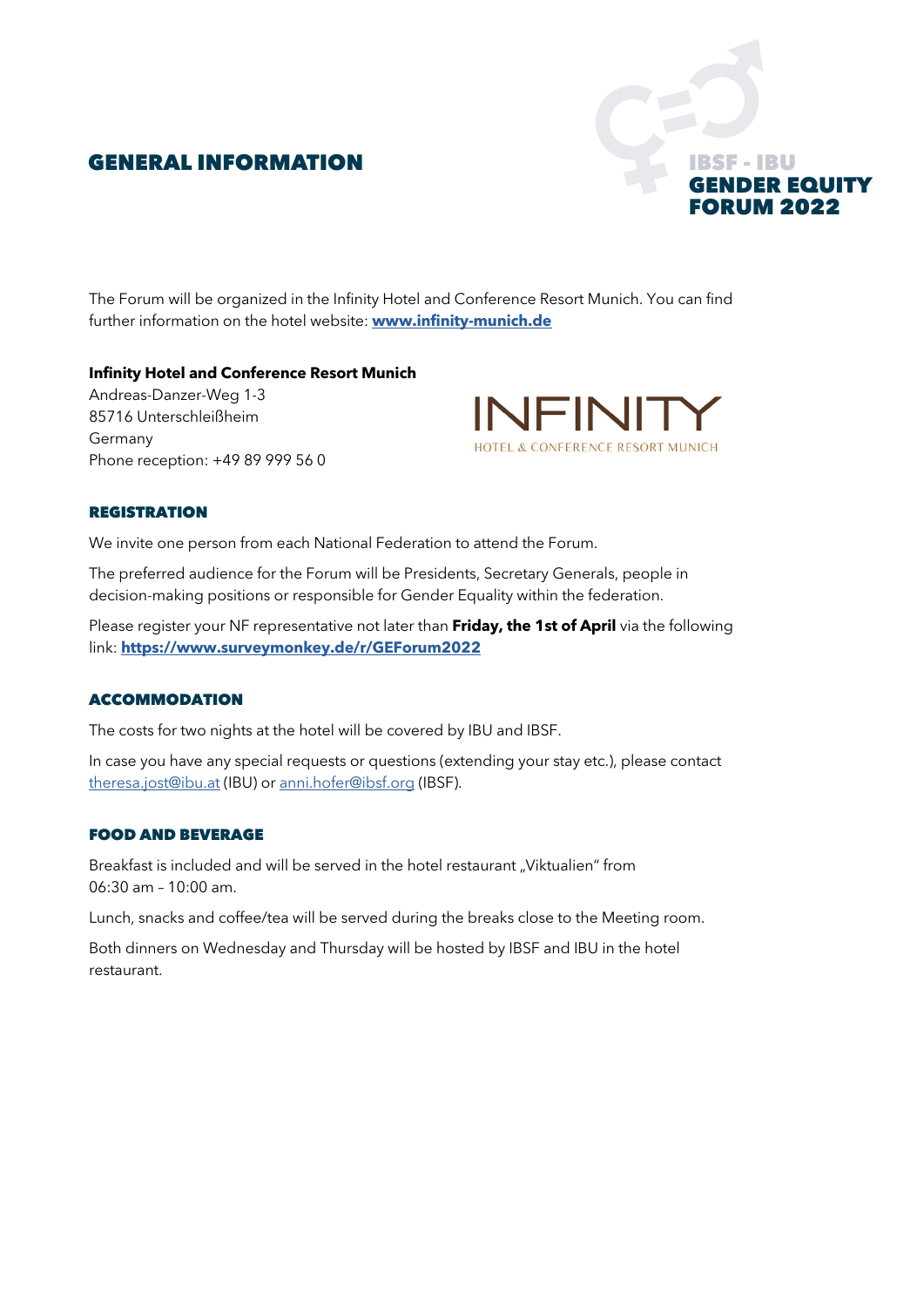# GENERAL INFORMATION

IBSF - IBU
**GENDER EQUITY FORUM 2022**

The Forum will be organized in the Infinity Hotel and Conference Resort Munich. You can find further information on the hotel website: **www.infinity-munich.de**

**Infinity Hotel and Conference Resort Munich**
Andreas-Danzer-Weg 1-3
85716 Unterschleißheim
Germany
Phone reception: +49 89 999 56 0

INFINITY
HOTEL & CONFERENCE RESORT MUNICH

## REGISTRATION

We invite one person from each National Federation to attend the Forum.

The preferred audience for the Forum will be Presidents, Secretary Generals, people in decision-making positions or responsible for Gender Equality within the federation.

Please register your NF representative not later than **Friday, the 1st of April** via the following link: **https://www.surveymonkey.de/r/GEForum2022**

## ACCOMMODATION

The costs for two nights at the hotel will be covered by IBU and IBSF.

In case you have any special requests or questions (extending your stay etc.), please contact theresa.jost@ibu.at (IBU) or anni.hofer@ibsf.org (IBSF).

## FOOD AND BEVERAGE

Breakfast is included and will be served in the hotel restaurant „Viktualien" from 06:30 am – 10:00 am.

Lunch, snacks and coffee/tea will be served during the breaks close to the Meeting room.

Both dinners on Wednesday and Thursday will be hosted by IBSF and IBU in the hotel restaurant.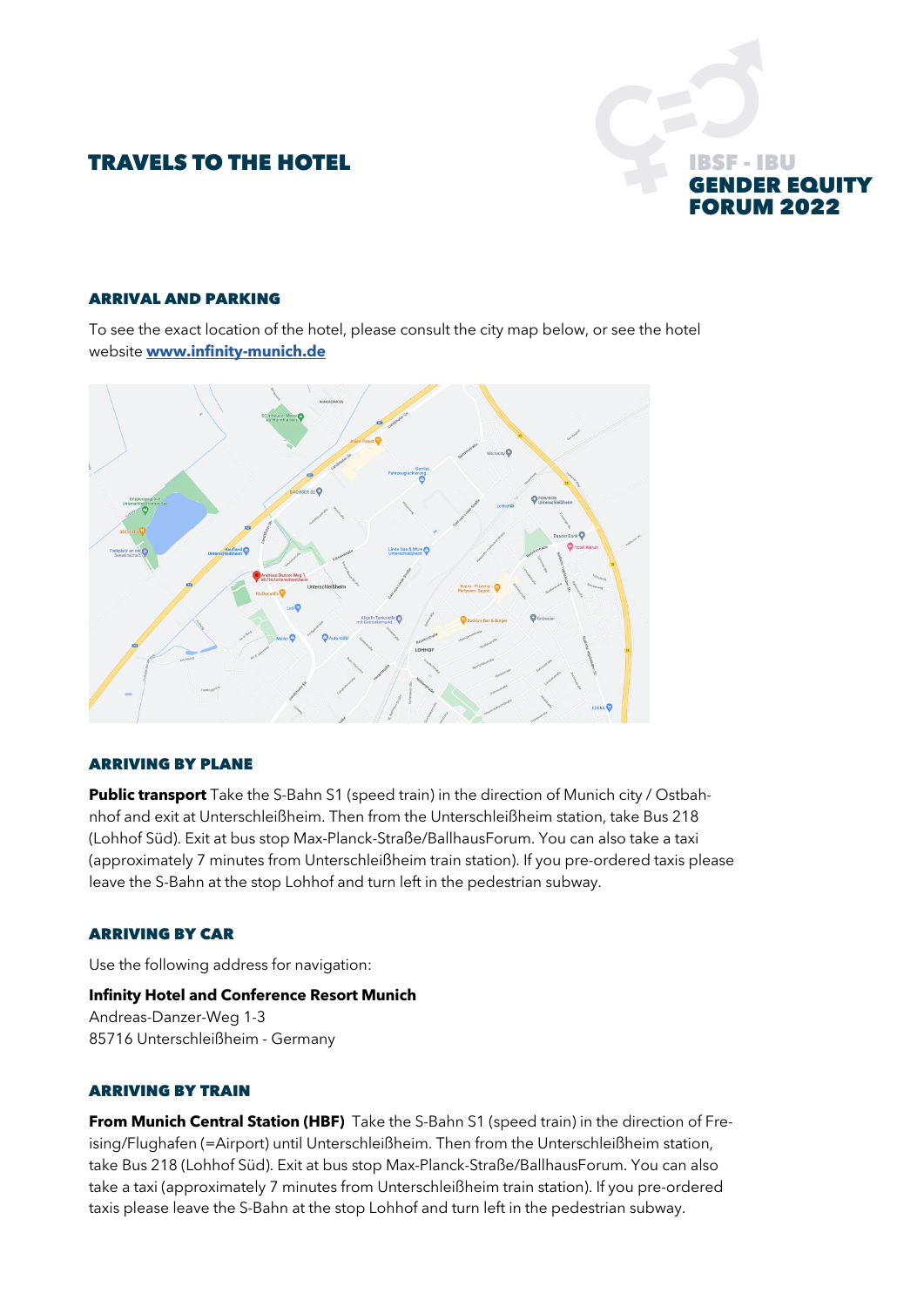# TRAVELS TO THE HOTEL

IBSF - IBU
**GENDER EQUITY FORUM 2022**

## ARRIVAL AND PARKING

To see the exact location of the hotel, please consult the city map below, or see the hotel website **www.infinity-munich.de**

## ARRIVING BY PLANE

**Public transport** Take the S-Bahn S1 (speed train) in the direction of Munich city / Ostbahnhof and exit at Unterschleißheim. Then from the Unterschleißheim station, take Bus 218 (Lohhof Süd). Exit at bus stop Max-Planck-Straße/BallhausForum. You can also take a taxi (approximately 7 minutes from Unterschleißheim train station). If you pre-ordered taxis please leave the S-Bahn at the stop Lohhof and turn left in the pedestrian subway.

## ARRIVING BY CAR

Use the following address for navigation:

**Infinity Hotel and Conference Resort Munich**
Andreas-Danzer-Weg 1-3
85716 Unterschleißheim - Germany

## ARRIVING BY TRAIN

**From Munich Central Station (HBF)** Take the S-Bahn S1 (speed train) in the direction of Freising/Flughafen (=Airport) until Unterschleißheim. Then from the Unterschleißheim station, take Bus 218 (Lohhof Süd). Exit at bus stop Max-Planck-Straße/BallhausForum. You can also take a taxi (approximately 7 minutes from Unterschleißheim train station). If you pre-ordered taxis please leave the S-Bahn at the stop Lohhof and turn left in the pedestrian subway.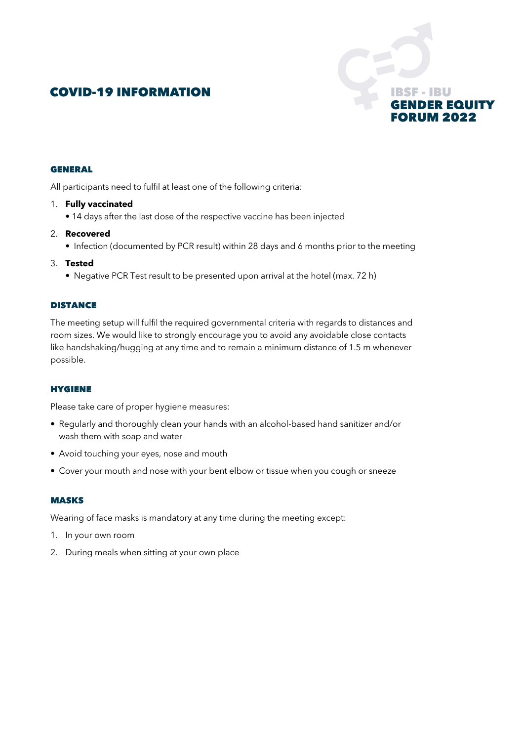# COVID-19 INFORMATION

IBSF - IBU
GENDER EQUITY
FORUM 2022

## GENERAL

All participants need to fulfil at least one of the following criteria:

1. **Fully vaccinated**
   - 14 days after the last dose of the respective vaccine has been injected
2. **Recovered**
   - Infection (documented by PCR result) within 28 days and 6 months prior to the meeting
3. **Tested**
   - Negative PCR Test result to be presented upon arrival at the hotel (max. 72 h)

## DISTANCE

The meeting setup will fulfil the required governmental criteria with regards to distances and room sizes. We would like to strongly encourage you to avoid any avoidable close contacts like handshaking/hugging at any time and to remain a minimum distance of 1.5 m whenever possible.

## HYGIENE

Please take care of proper hygiene measures:

- Regularly and thoroughly clean your hands with an alcohol-based hand sanitizer and/or wash them with soap and water
- Avoid touching your eyes, nose and mouth
- Cover your mouth and nose with your bent elbow or tissue when you cough or sneeze

## MASKS

Wearing of face masks is mandatory at any time during the meeting except:

1. In your own room
2. During meals when sitting at your own place